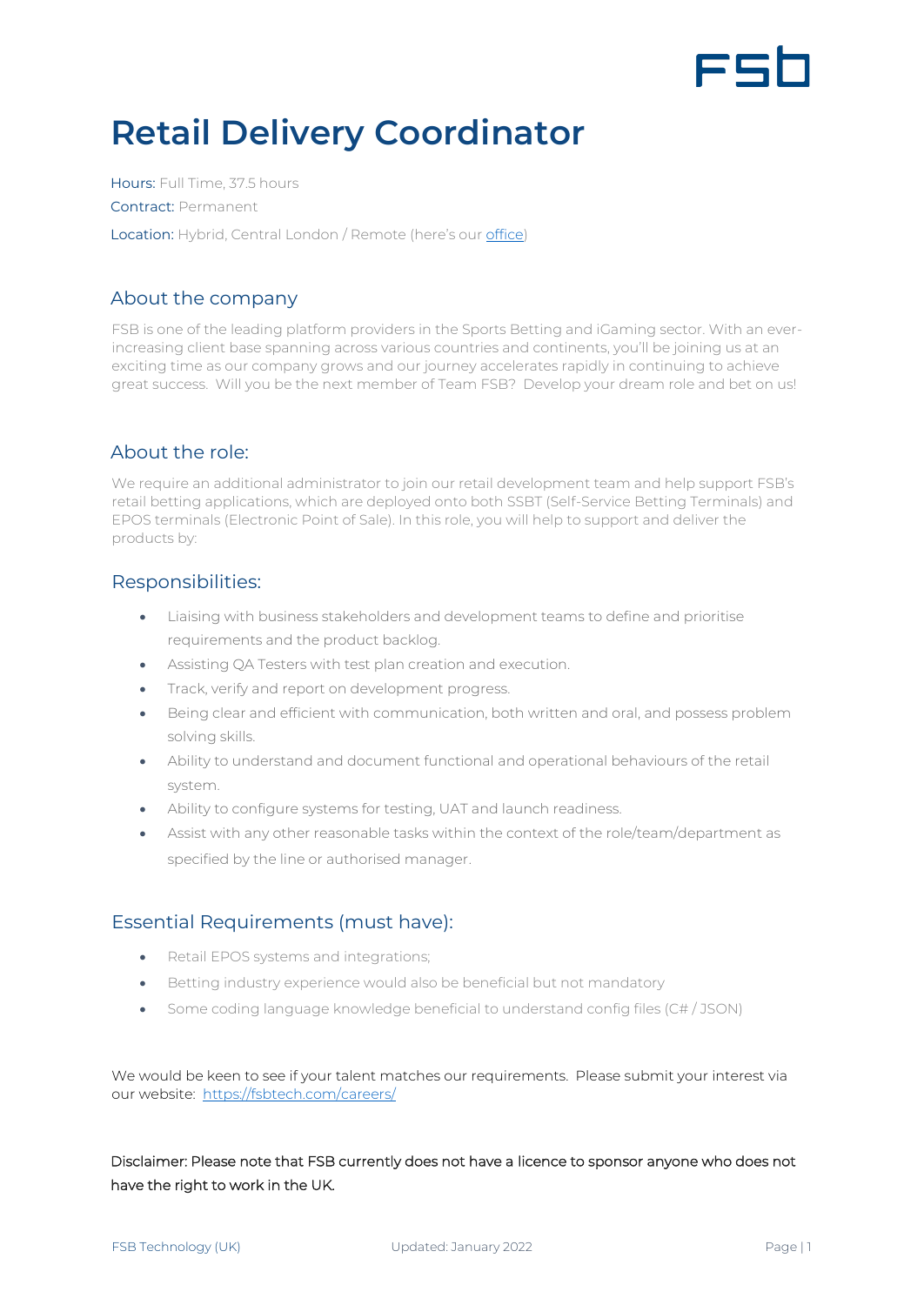# Retail Delivery Coordinator

**Hours:** Full Time, 37.5 hours

**Contract:** Permanent

**Location:** Hybrid, Central London / Remote (here's our [office](office))

## About the company

FSB is one of the leading platform providers in the Sports Betting and iGaming sector. With an ever-increasing client base spanning across various countries and continents, you'll be joining us at an exciting time as our company grows and our journey accelerates rapidly in continuing to achieve great success. Will you be the next member of Team FSB? Develop your dream role and bet on us!

## About the role:

We require an additional administrator to join our retail development team and help support FSB's retail betting applications, which are deployed onto both SSBT (Self-Service Betting Terminals) and EPOS terminals (Electronic Point of Sale). In this role, you will help to support and deliver the products by:

## Responsibilities:

- Liaising with business stakeholders and development teams to define and prioritise requirements and the product backlog.
- Assisting QA Testers with test plan creation and execution.
- Track, verify and report on development progress.
- Being clear and efficient with communication, both written and oral, and possess problem solving skills.
- Ability to understand and document functional and operational behaviours of the retail system.
- Ability to configure systems for testing, UAT and launch readiness.
- Assist with any other reasonable tasks within the context of the role/team/department as specified by the line or authorised manager.

## Essential Requirements (must have):

- Retail EPOS systems and integrations;
- Betting industry experience would also be beneficial but not mandatory
- Some coding language knowledge beneficial to understand config files (C# / JSON)

We would be keen to see if your talent matches our requirements. Please submit your interest via our website: [https://fsbtech.com/careers/](https://fsbtech.com/careers/)

Disclaimer: Please note that FSB currently does not have a licence to sponsor anyone who does not have the right to work in the UK.

FSB Technology (UK) Updated: January 2022